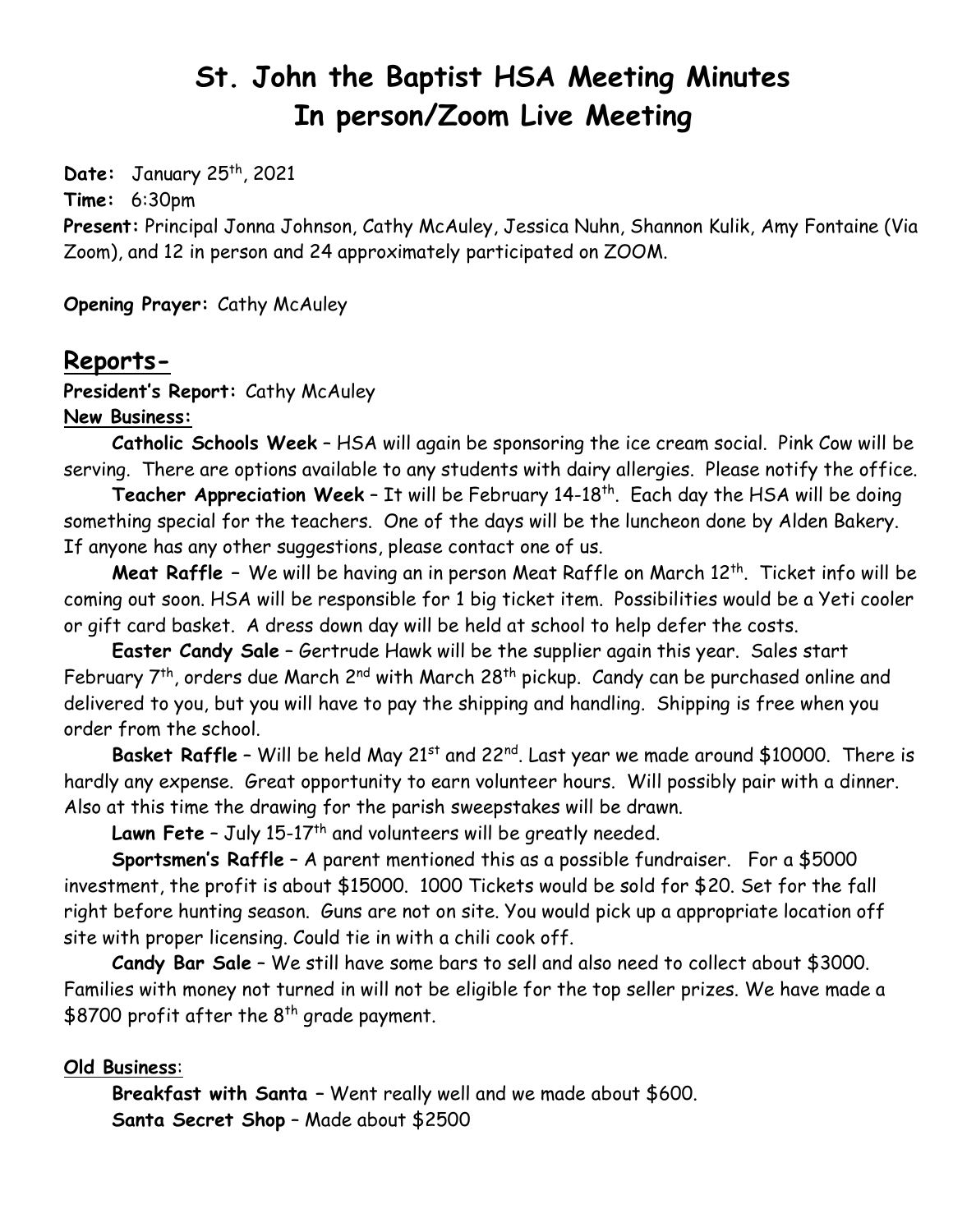# St. John the Baptist HSA Meeting Minutes
# In person/Zoom Live Meeting

**Date:** January 25th, 2021

**Time:** 6:30pm

**Present:** Principal Jonna Johnson, Cathy McAuley, Jessica Nuhn, Shannon Kulik, Amy Fontaine (Via Zoom), and 12 in person and 24 approximately participated on ZOOM.

**Opening Prayer:** Cathy McAuley

## Reports-

**President's Report:** Cathy McAuley

**New Business:**

**Catholic Schools Week** – HSA will again be sponsoring the ice cream social. Pink Cow will be serving. There are options available to any students with dairy allergies. Please notify the office.

**Teacher Appreciation Week** – It will be February 14-18th. Each day the HSA will be doing something special for the teachers. One of the days will be the luncheon done by Alden Bakery. If anyone has any other suggestions, please contact one of us.

**Meat Raffle** – We will be having an in person Meat Raffle on March 12th. Ticket info will be coming out soon. HSA will be responsible for 1 big ticket item. Possibilities would be a Yeti cooler or gift card basket. A dress down day will be held at school to help defer the costs.

**Easter Candy Sale** – Gertrude Hawk will be the supplier again this year. Sales start February 7th, orders due March 2nd with March 28th pickup. Candy can be purchased online and delivered to you, but you will have to pay the shipping and handling. Shipping is free when you order from the school.

**Basket Raffle** – Will be held May 21st and 22nd. Last year we made around $10000. There is hardly any expense. Great opportunity to earn volunteer hours. Will possibly pair with a dinner. Also at this time the drawing for the parish sweepstakes will be drawn.

**Lawn Fete** – July 15-17th and volunteers will be greatly needed.

**Sportsmen's Raffle** – A parent mentioned this as a possible fundraiser. For a $5000 investment, the profit is about $15000. 1000 Tickets would be sold for $20. Set for the fall right before hunting season. Guns are not on site. You would pick up a appropriate location off site with proper licensing. Could tie in with a chili cook off.

**Candy Bar Sale** – We still have some bars to sell and also need to collect about $3000. Families with money not turned in will not be eligible for the top seller prizes. We have made a $8700 profit after the 8th grade payment.

**Old Business**:

**Breakfast with Santa** – Went really well and we made about $600.

**Santa Secret Shop** – Made about $2500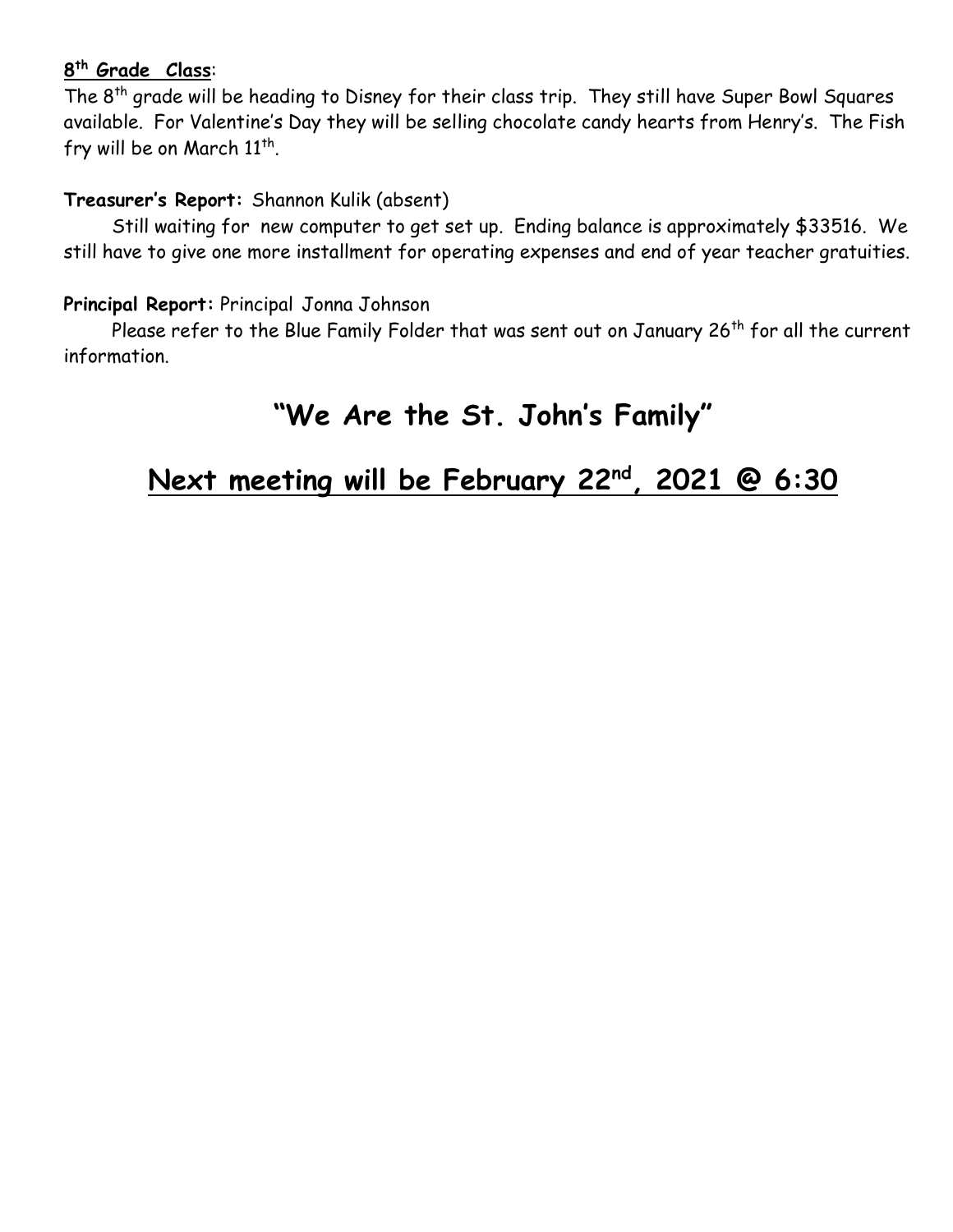**<u>8th Grade Class</u>**:

The 8th grade will be heading to Disney for their class trip. They still have Super Bowl Squares available. For Valentine's Day they will be selling chocolate candy hearts from Henry's. The Fish fry will be on March 11th.

**Treasurer's Report:** Shannon Kulik (absent)

Still waiting for new computer to get set up. Ending balance is approximately $33516. We still have to give one more installment for operating expenses and end of year teacher gratuities.

**Principal Report:** Principal Jonna Johnson

Please refer to the Blue Family Folder that was sent out on January 26th for all the current information.

# "We Are the St. John's Family"

# <u>Next meeting will be February 22nd, 2021 @ 6:30</u>